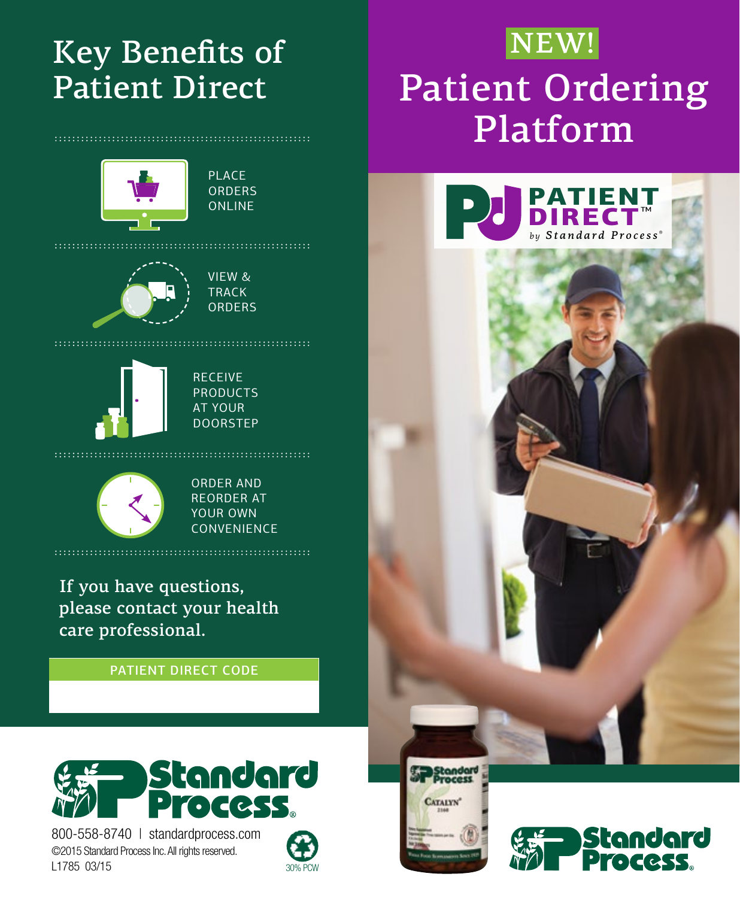# Key Benefits of Patient Direct

PLACE ORDERS ONLINE

VIEW & TRACK ORDERS

RECEIVE PRODUCTS AT YOUR DOORSTEP

ORDER AND REORDER AT YOUR OWN CONVENIENCE

If you have questions, please contact your health care professional.

PATIENT DIRECT CODE

Standard Process

800-558-8740 | standardprocess.com

©2015 Standard Process Inc. All rights reserved.

L1785 03/15

30% PCW

NEW!

# Patient Ordering Platform

PATIENT DIRECT™ by Standard Process®

Standard Process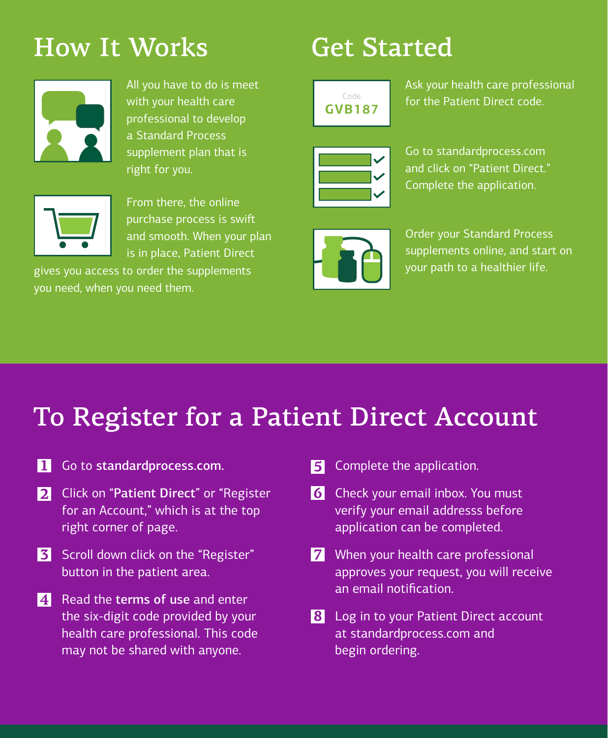## How It Works

All you have to do is meet with your health care professional to develop a Standard Process supplement plan that is right for you.

From there, the online purchase process is swift and smooth. When your plan is in place, Patient Direct gives you access to order the supplements you need, when you need them.

## Get Started

Code
**GVB187**

Ask your health care professional for the Patient Direct code.

Go to standardprocess.com and click on "Patient Direct." Complete the application.

Order your Standard Process supplements online, and start on your path to a healthier life.

## To Register for a Patient Direct Account

1. Go to **standardprocess.com.**
2. Click on "**Patient Direct**" or "Register for an Account," which is at the top right corner of page.
3. Scroll down click on the "Register" button in the patient area.
4. Read the **terms of use** and enter the six-digit code provided by your health care professional. This code may not be shared with anyone.
5. Complete the application.
6. Check your email inbox. You must verify your email addresss before application can be completed.
7. When your health care professional approves your request, you will receive an email notification.
8. Log in to your Patient Direct account at standardprocess.com and begin ordering.